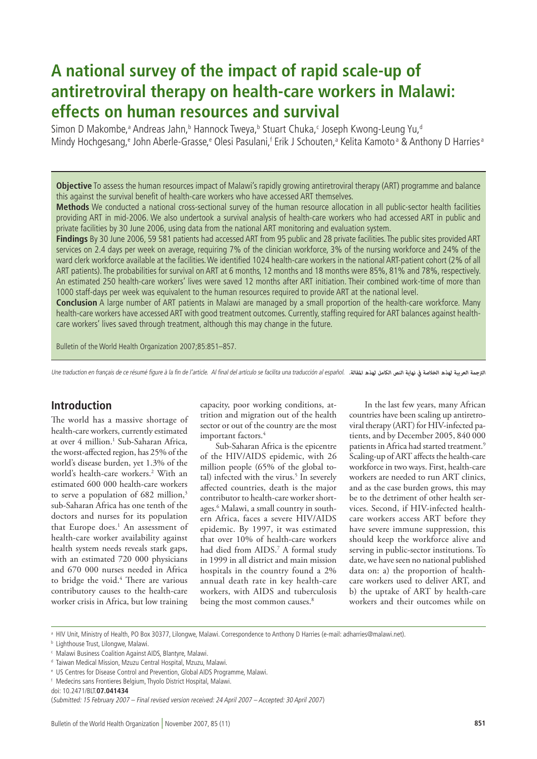# A national survey of the impact of rapid scale-up of antiretroviral therapy on health-care workers in Malawi: effects on human resources and survival

Simon D Makombe,[a] Andreas Jahn,[b] Hannock Tweya,[b] Stuart Chuka,[c] Joseph Kwong-Leung Yu,[d] Mindy Hochgesang,[e] John Aberle-Grasse,[e] Olesi Pasulani,[f] Erik J Schouten,[a] Kelita Kamoto[a] & Anthony D Harries[a]

**Objective** To assess the human resources impact of Malawi's rapidly growing antiretroviral therapy (ART) programme and balance this against the survival benefit of health-care workers who have accessed ART themselves.

**Methods** We conducted a national cross-sectional survey of the human resource allocation in all public-sector health facilities providing ART in mid-2006. We also undertook a survival analysis of health-care workers who had accessed ART in public and private facilities by 30 June 2006, using data from the national ART monitoring and evaluation system.

**Findings** By 30 June 2006, 59 581 patients had accessed ART from 95 public and 28 private facilities. The public sites provided ART services on 2.4 days per week on average, requiring 7% of the clinician workforce, 3% of the nursing workforce and 24% of the ward clerk workforce available at the facilities. We identified 1024 health-care workers in the national ART-patient cohort (2% of all ART patients). The probabilities for survival on ART at 6 months, 12 months and 18 months were 85%, 81% and 78%, respectively. An estimated 250 health-care workers' lives were saved 12 months after ART initiation. Their combined work-time of more than 1000 staff-days per week was equivalent to the human resources required to provide ART at the national level.

**Conclusion** A large number of ART patients in Malawi are managed by a small proportion of the health-care workforce. Many health-care workers have accessed ART with good treatment outcomes. Currently, staffing required for ART balances against health-care workers' lives saved through treatment, although this may change in the future.

Bulletin of the World Health Organization 2007;85:851–857.

*Une traduction en français de ce résumé figure à la fin de l'article. Al final del artículo se facilita una traducción al español.* الترجمة العربية لهذه الخلاصة في نهاية النص الكامل لهذه المقالة.

## Introduction

The world has a massive shortage of health-care workers, currently estimated at over 4 million.[1] Sub-Saharan Africa, the worst-affected region, has 25% of the world's disease burden, yet 1.3% of the world's health-care workers.[2] With an estimated 600 000 health-care workers to serve a population of 682 million,[3] sub-Saharan Africa has one tenth of the doctors and nurses for its population that Europe does.[1] An assessment of health-care worker availability against health system needs reveals stark gaps, with an estimated 720 000 physicians and 670 000 nurses needed in Africa to bridge the void.[4] There are various contributory causes to the health-care worker crisis in Africa, but low training capacity, poor working conditions, attrition and migration out of the health sector or out of the country are the most important factors.[4]

Sub-Saharan Africa is the epicentre of the HIV/AIDS epidemic, with 26 million people (65% of the global total) infected with the virus.[5] In severely affected countries, death is the major contributor to health-care worker shortages.[6] Malawi, a small country in southern Africa, faces a severe HIV/AIDS epidemic. By 1997, it was estimated that over 10% of health-care workers had died from AIDS.[7] A formal study in 1999 in all district and main mission hospitals in the country found a 2% annual death rate in key health-care workers, with AIDS and tuberculosis being the most common causes.[8]

In the last few years, many African countries have been scaling up antiretroviral therapy (ART) for HIV-infected patients, and by December 2005, 840 000 patients in Africa had started treatment.[9] Scaling-up of ART affects the health-care workforce in two ways. First, health-care workers are needed to run ART clinics, and as the case burden grows, this may be to the detriment of other health services. Second, if HIV-infected health-care workers access ART before they have severe immune suppression, this should keep the workforce alive and serving in public-sector institutions. To date, we have seen no national published data on: a) the proportion of health-care workers used to deliver ART, and b) the uptake of ART by health-care workers and their outcomes while on

[a] HIV Unit, Ministry of Health, PO Box 30377, Lilongwe, Malawi. Correspondence to Anthony D Harries (e-mail: adharries@malawi.net).
[b] Lighthouse Trust, Lilongwe, Malawi.
[c] Malawi Business Coalition Against AIDS, Blantyre, Malawi.
[d] Taiwan Medical Mission, Mzuzu Central Hospital, Mzuzu, Malawi.
[e] US Centres for Disease Control and Prevention, Global AIDS Programme, Malawi.
[f] Medecins sans Frontieres Belgium, Thyolo District Hospital, Malawi.

doi: 10.2471/BLT.**07.041434**

(*Submitted: 15 February 2007 – Final revised version received: 24 April 2007 – Accepted: 30 April 2007*)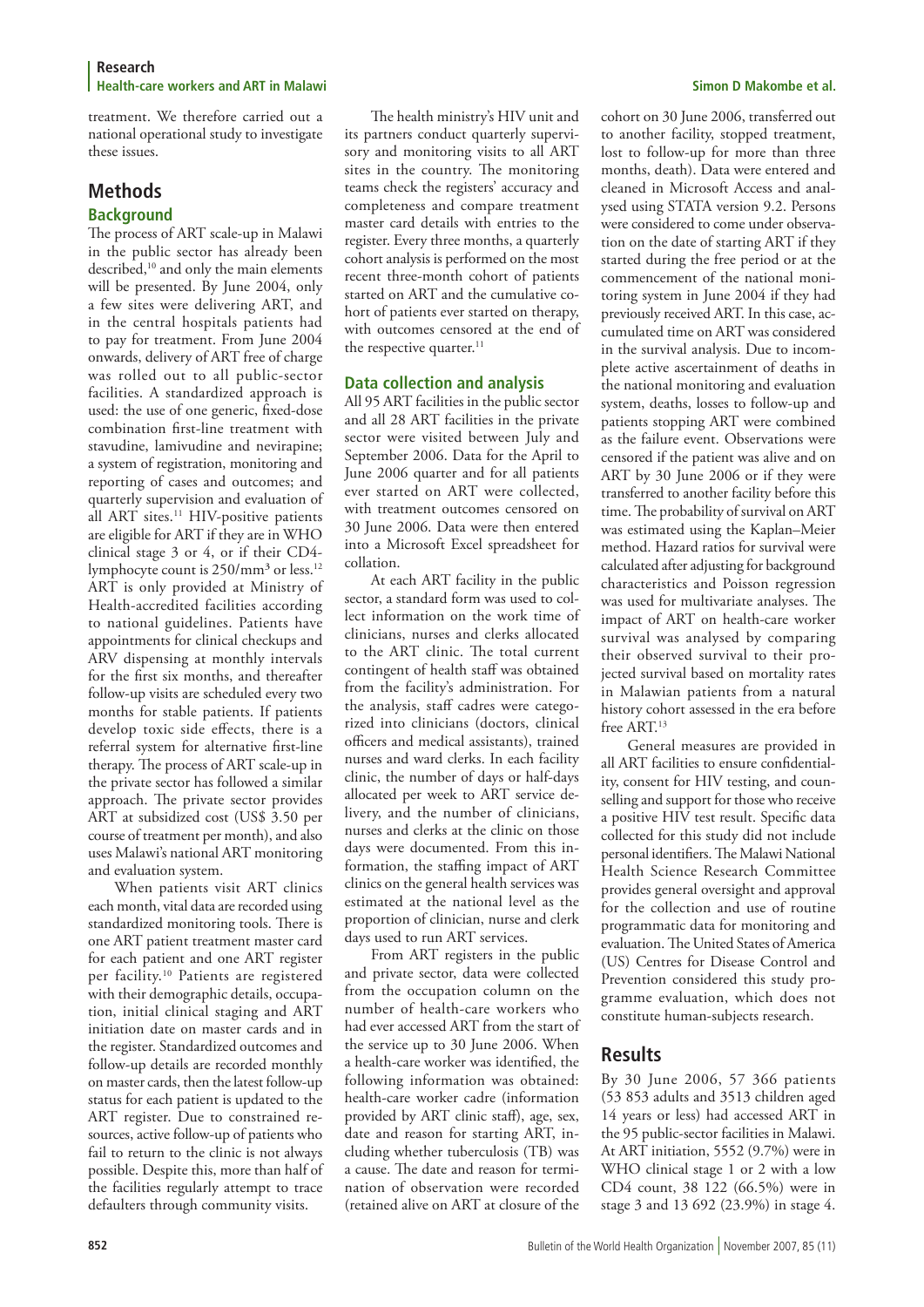treatment. We therefore carried out a national operational study to investigate these issues.

## Methods

### Background

The process of ART scale-up in Malawi in the public sector has already been described,[10] and only the main elements will be presented. By June 2004, only a few sites were delivering ART, and in the central hospitals patients had to pay for treatment. From June 2004 onwards, delivery of ART free of charge was rolled out to all public-sector facilities. A standardized approach is used: the use of one generic, fixed-dose combination first-line treatment with stavudine, lamivudine and nevirapine; a system of registration, monitoring and reporting of cases and outcomes; and quarterly supervision and evaluation of all ART sites.[11] HIV-positive patients are eligible for ART if they are in WHO clinical stage 3 or 4, or if their CD4-lymphocyte count is 250/mm³ or less.[12] ART is only provided at Ministry of Health-accredited facilities according to national guidelines. Patients have appointments for clinical checkups and ARV dispensing at monthly intervals for the first six months, and thereafter follow-up visits are scheduled every two months for stable patients. If patients develop toxic side effects, there is a referral system for alternative first-line therapy. The process of ART scale-up in the private sector has followed a similar approach. The private sector provides ART at subsidized cost (US$ 3.50 per course of treatment per month), and also uses Malawi's national ART monitoring and evaluation system.

When patients visit ART clinics each month, vital data are recorded using standardized monitoring tools. There is one ART patient treatment master card for each patient and one ART register per facility.[10] Patients are registered with their demographic details, occupation, initial clinical staging and ART initiation date on master cards and in the register. Standardized outcomes and follow-up details are recorded monthly on master cards, then the latest follow-up status for each patient is updated to the ART register. Due to constrained resources, active follow-up of patients who fail to return to the clinic is not always possible. Despite this, more than half of the facilities regularly attempt to trace defaulters through community visits.

The health ministry's HIV unit and its partners conduct quarterly supervisory and monitoring visits to all ART sites in the country. The monitoring teams check the registers' accuracy and completeness and compare treatment master card details with entries to the register. Every three months, a quarterly cohort analysis is performed on the most recent three-month cohort of patients started on ART and the cumulative cohort of patients ever started on therapy, with outcomes censored at the end of the respective quarter.[11]

### Data collection and analysis

All 95 ART facilities in the public sector and all 28 ART facilities in the private sector were visited between July and September 2006. Data for the April to June 2006 quarter and for all patients ever started on ART were collected, with treatment outcomes censored on 30 June 2006. Data were then entered into a Microsoft Excel spreadsheet for collation.

At each ART facility in the public sector, a standard form was used to collect information on the work time of clinicians, nurses and clerks allocated to the ART clinic. The total current contingent of health staff was obtained from the facility's administration. For the analysis, staff cadres were categorized into clinicians (doctors, clinical officers and medical assistants), trained nurses and ward clerks. In each facility clinic, the number of days or half-days allocated per week to ART service delivery, and the number of clinicians, nurses and clerks at the clinic on those days were documented. From this information, the staffing impact of ART clinics on the general health services was estimated at the national level as the proportion of clinician, nurse and clerk days used to run ART services.

From ART registers in the public and private sector, data were collected from the occupation column on the number of health-care workers who had ever accessed ART from the start of the service up to 30 June 2006. When a health-care worker was identified, the following information was obtained: health-care worker cadre (information provided by ART clinic staff), age, sex, date and reason for starting ART, including whether tuberculosis (TB) was a cause. The date and reason for termination of observation were recorded (retained alive on ART at closure of the cohort on 30 June 2006, transferred out to another facility, stopped treatment, lost to follow-up for more than three months, death). Data were entered and cleaned in Microsoft Access and analysed using STATA version 9.2. Persons were considered to come under observation on the date of starting ART if they started during the free period or at the commencement of the national monitoring system in June 2004 if they had previously received ART. In this case, accumulated time on ART was considered in the survival analysis. Due to incomplete active ascertainment of deaths in the national monitoring and evaluation system, deaths, losses to follow-up and patients stopping ART were combined as the failure event. Observations were censored if the patient was alive and on ART by 30 June 2006 or if they were transferred to another facility before this time. The probability of survival on ART was estimated using the Kaplan–Meier method. Hazard ratios for survival were calculated after adjusting for background characteristics and Poisson regression was used for multivariate analyses. The impact of ART on health-care worker survival was analysed by comparing their observed survival to their projected survival based on mortality rates in Malawian patients from a natural history cohort assessed in the era before free ART.[13]

General measures are provided in all ART facilities to ensure confidentiality, consent for HIV testing, and counselling and support for those who receive a positive HIV test result. Specific data collected for this study did not include personal identifiers. The Malawi National Health Science Research Committee provides general oversight and approval for the collection and use of routine programmatic data for monitoring and evaluation. The United States of America (US) Centres for Disease Control and Prevention considered this study programme evaluation, which does not constitute human-subjects research.

## Results

By 30 June 2006, 57 366 patients (53 853 adults and 3513 children aged 14 years or less) had accessed ART in the 95 public-sector facilities in Malawi. At ART initiation, 5552 (9.7%) were in WHO clinical stage 1 or 2 with a low CD4 count, 38 122 (66.5%) were in stage 3 and 13 692 (23.9%) in stage 4.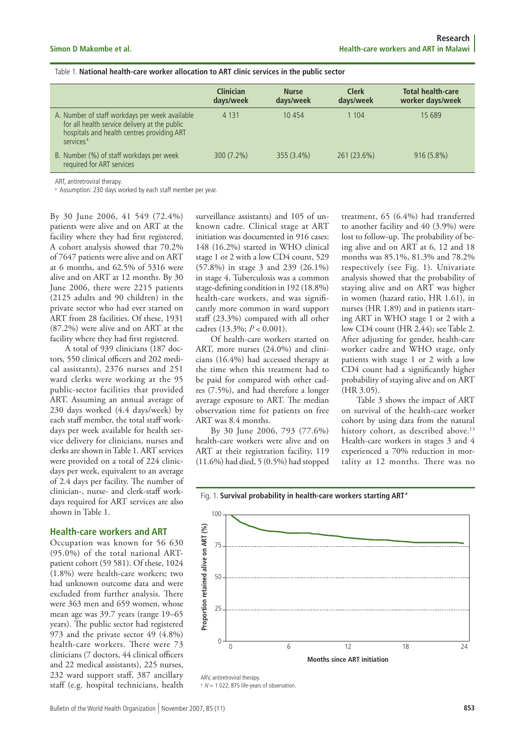Table 1. **National health-care worker allocation to ART clinic services in the public sector**

| | Clinician days/week | Nurse days/week | Clerk days/week | Total health-care worker days/week |
|---|---|---|---|---|
| A. Number of staff workdays per week available for all health service delivery at the public hospitals and health centres providing ART services[a] | 4 131 | 10 454 | 1 104 | 15 689 |
| B. Number (%) of staff workdays per week required for ART services | 300 (7.2%) | 355 (3.4%) | 261 (23.6%) | 916 (5.8%) |

ART, antiretroviral therapy.

[a] Assumption: 230 days worked by each staff member per year.

By 30 June 2006, 41 549 (72.4%) patients were alive and on ART at the facility where they had first registered. A cohort analysis showed that 70.2% of 7647 patients were alive and on ART at 6 months, and 62.5% of 5316 were alive and on ART at 12 months. By 30 June 2006, there were 2215 patients (2125 adults and 90 children) in the private sector who had ever started on ART from 28 facilities. Of these, 1931 (87.2%) were alive and on ART at the facility where they had first registered.

A total of 939 clinicians (187 doctors, 550 clinical officers and 202 medical assistants), 2376 nurses and 251 ward clerks were working at the 95 public-sector facilities that provided ART. Assuming an annual average of 230 days worked (4.4 days/week) by each staff member, the total staff workdays per week available for health service delivery for clinicians, nurses and clerks are shown in Table 1. ART services were provided on a total of 224 clinic-days per week, equivalent to an average of 2.4 days per facility. The number of clinician-, nurse- and clerk-staff workdays required for ART services are also shown in Table 1.

## Health-care workers and ART

Occupation was known for 56 630 (95.0%) of the total national ART-patient cohort (59 581). Of these, 1024 (1.8%) were health-care workers; two had unknown outcome data and were excluded from further analysis. There were 363 men and 659 women, whose mean age was 39.7 years (range 19–65 years). The public sector had registered 973 and the private sector 49 (4.8%) health-care workers. There were 73 clinicians (7 doctors, 44 clinical officers and 22 medical assistants), 225 nurses, 232 ward support staff, 387 ancillary staff (e.g. hospital technicians, health surveillance assistants) and 105 of unknown cadre. Clinical stage at ART initiation was documented in 916 cases: 148 (16.2%) started in WHO clinical stage 1 or 2 with a low CD4 count, 529 (57.8%) in stage 3 and 239 (26.1%) in stage 4. Tuberculosis was a common stage-defining condition in 192 (18.8%) health-care workers, and was significantly more common in ward support staff (23.3%) compared with all other cadres (13.3%; $P < 0.001$).

Of health-care workers started on ART, more nurses (24.0%) and clinicians (16.4%) had accessed therapy at the time when this treatment had to be paid for compared with other cadres (7.5%), and had therefore a longer average exposure to ART. The median observation time for patients on free ART was 8.4 months.

By 30 June 2006, 793 (77.6%) health-care workers were alive and on ART at their registration facility, 119 (11.6%) had died, 5 (0.5%) had stopped treatment, 65 (6.4%) had transferred to another facility and 40 (3.9%) were lost to follow-up. The probability of being alive and on ART at 6, 12 and 18 months was 85.1%, 81.3% and 78.2% respectively (see Fig. 1). Univariate analysis showed that the probability of staying alive and on ART was higher in women (hazard ratio, HR 1.61), in nurses (HR 1.89) and in patients starting ART in WHO stage 1 or 2 with a low CD4 count (HR 2.44); see Table 2. After adjusting for gender, health-care worker cadre and WHO stage, only patients with stage 1 or 2 with a low CD4 count had a significantly higher probability of staying alive and on ART (HR 3.05).

Table 3 shows the impact of ART on survival of the health-care worker cohort by using data from the natural history cohort, as described above.[13] Health-care workers in stages 3 and 4 experienced a 70% reduction in mortality at 12 months. There was no

Fig. 1. **Survival probability in health-care workers starting ART**[a]

ARV, antiretroviral therapy.

[a] $N = 1\,022$; 875 life-years of observation.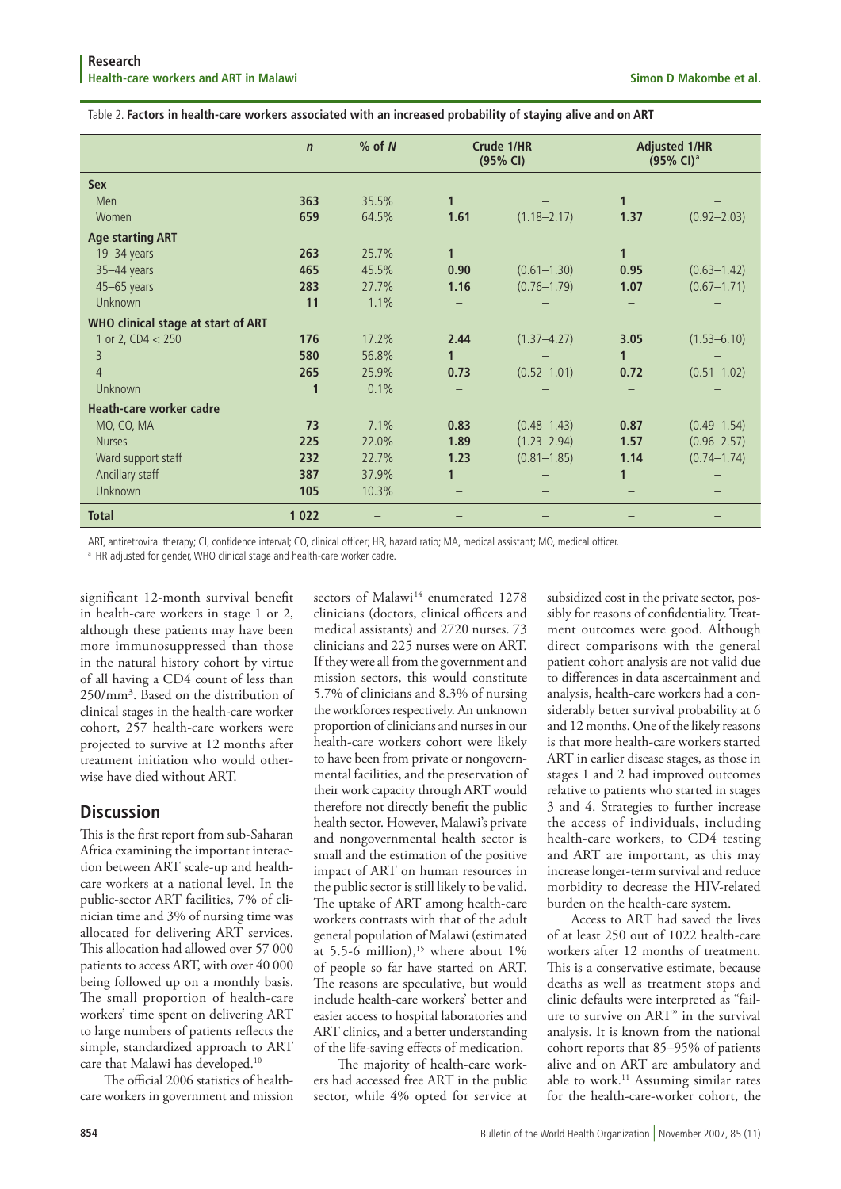Table 2. **Factors in health-care workers associated with an increased probability of staying alive and on ART**

| | *n* | % of *N* | Crude 1/HR (95% CI) | | Adjusted 1/HR (95% CI)[a] | |
|---|---|---|---|---|---|---|
| **Sex** | | | | | | |
| Men | 363 | 35.5% | 1 | – | 1 | – |
| Women | 659 | 64.5% | 1.61 | (1.18–2.17) | 1.37 | (0.92–2.03) |
| **Age starting ART** | | | | | | |
| 19–34 years | 263 | 25.7% | 1 | – | 1 | – |
| 35–44 years | 465 | 45.5% | 0.90 | (0.61–1.30) | 0.95 | (0.63–1.42) |
| 45–65 years | 283 | 27.7% | 1.16 | (0.76–1.79) | 1.07 | (0.67–1.71) |
| Unknown | 11 | 1.1% | – | – | – | – |
| **WHO clinical stage at start of ART** | | | | | | |
| 1 or 2, CD4 < 250 | 176 | 17.2% | 2.44 | (1.37–4.27) | 3.05 | (1.53–6.10) |
| 3 | 580 | 56.8% | 1 | – | 1 | – |
| 4 | 265 | 25.9% | 0.73 | (0.52–1.01) | 0.72 | (0.51–1.02) |
| Unknown | 1 | 0.1% | – | – | – | – |
| **Heath-care worker cadre** | | | | | | |
| MO, CO, MA | 73 | 7.1% | 0.83 | (0.48–1.43) | 0.87 | (0.49–1.54) |
| Nurses | 225 | 22.0% | 1.89 | (1.23–2.94) | 1.57 | (0.96–2.57) |
| Ward support staff | 232 | 22.7% | 1.23 | (0.81–1.85) | 1.14 | (0.74–1.74) |
| Ancillary staff | 387 | 37.9% | 1 | – | 1 | – |
| Unknown | 105 | 10.3% | – | – | – | – |
| **Total** | 1 022 | – | – | – | – | – |

ART, antiretroviral therapy; CI, confidence interval; CO, clinical officer; HR, hazard ratio; MA, medical assistant; MO, medical officer.

[a] HR adjusted for gender, WHO clinical stage and health-care worker cadre.

significant 12-month survival benefit in health-care workers in stage 1 or 2, although these patients may have been more immunosuppressed than those in the natural history cohort by virtue of all having a CD4 count of less than 250/mm³. Based on the distribution of clinical stages in the health-care worker cohort, 257 health-care workers were projected to survive at 12 months after treatment initiation who would otherwise have died without ART.

## Discussion

This is the first report from sub-Saharan Africa examining the important interaction between ART scale-up and health-care workers at a national level. In the public-sector ART facilities, 7% of clinician time and 3% of nursing time was allocated for delivering ART services. This allocation had allowed over 57 000 patients to access ART, with over 40 000 being followed up on a monthly basis. The small proportion of health-care workers' time spent on delivering ART to large numbers of patients reflects the simple, standardized approach to ART care that Malawi has developed.[10]

The official 2006 statistics of health-care workers in government and mission sectors of Malawi[14] enumerated 1278 clinicians (doctors, clinical officers and medical assistants) and 2720 nurses. 73 clinicians and 225 nurses were on ART. If they were all from the government and mission sectors, this would constitute 5.7% of clinicians and 8.3% of nursing the workforces respectively. An unknown proportion of clinicians and nurses in our health-care workers cohort were likely to have been from private or nongovernmental facilities, and the preservation of their work capacity through ART would therefore not directly benefit the public health sector. However, Malawi's private and nongovernmental health sector is small and the estimation of the positive impact of ART on human resources in the public sector is still likely to be valid. The uptake of ART among health-care workers contrasts with that of the adult general population of Malawi (estimated at 5.5-6 million),[15] where about 1% of people so far have started on ART. The reasons are speculative, but would include health-care workers' better and easier access to hospital laboratories and ART clinics, and a better understanding of the life-saving effects of medication.

The majority of health-care workers had accessed free ART in the public sector, while 4% opted for service at subsidized cost in the private sector, possibly for reasons of confidentiality. Treatment outcomes were good. Although direct comparisons with the general patient cohort analysis are not valid due to differences in data ascertainment and analysis, health-care workers had a considerably better survival probability at 6 and 12 months. One of the likely reasons is that more health-care workers started ART in earlier disease stages, as those in stages 1 and 2 had improved outcomes relative to patients who started in stages 3 and 4. Strategies to further increase the access of individuals, including health-care workers, to CD4 testing and ART are important, as this may increase longer-term survival and reduce morbidity to decrease the HIV-related burden on the health-care system.

Access to ART had saved the lives of at least 250 out of 1022 health-care workers after 12 months of treatment. This is a conservative estimate, because deaths as well as treatment stops and clinic defaults were interpreted as "failure to survive on ART" in the survival analysis. It is known from the national cohort reports that 85–95% of patients alive and on ART are ambulatory and able to work.[11] Assuming similar rates for the health-care-worker cohort, the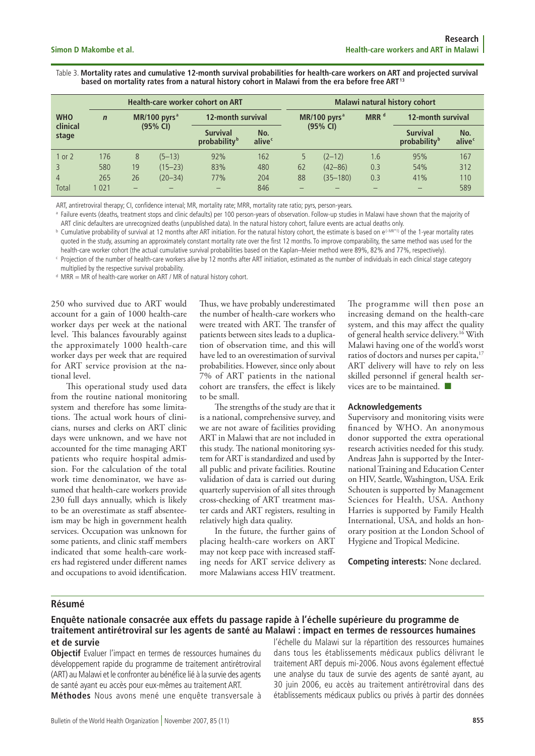Table 3. **Mortality rates and cumulative 12-month survival probabilities for health-care workers on ART and projected survival based on mortality rates from a natural history cohort in Malawi from the era before free ART[13]**

| WHO clinical stage | Health-care worker cohort on ART | | | | | Malawi natural history cohort | | | | | |
|---|---|---|---|---|---|---|---|---|---|---|---|
| | *n* | MR/100 pyrs[a] (95% CI) | | 12-month survival | | MR/100 pyrs[a] (95% CI) | | MRR[d] | 12-month survival | |
| | | | | Survival probability[b] | No. alive[c] | | | | Survival probability[b] | No. alive[c] |
| 1 or 2 | 176 | 8 | (5–13) | 92% | 162 | 5 | (2–12) | 1.6 | 95% | 167 |
| 3 | 580 | 19 | (15–23) | 83% | 480 | 62 | (42–86) | 0.3 | 54% | 312 |
| 4 | 265 | 26 | (20–34) | 77% | 204 | 88 | (35–180) | 0.3 | 41% | 110 |
| Total | 1 021 | – | – | – | 846 | – | – | – | – | 589 |

ART, antiretroviral therapy; CI, confidence interval; MR, mortality rate; MRR, mortality rate ratio; pyrs, person-years.

[a] Failure events (deaths, treatment stops and clinic defaults) per 100 person-years of observation. Follow-up studies in Malawi have shown that the majority of ART clinic defaulters are unrecognized deaths (unpublished data). In the natural history cohort, failure events are actual deaths only.

[b] Cumulative probability of survival at 12 months after ART initiation. For the natural history cohort, the estimate is based on $e^{(-MR*1)}$ of the 1-year mortality rates quoted in the study, assuming an approximately constant mortality rate over the first 12 months. To improve comparability, the same method was used for the health-care worker cohort (the actual cumulative survival probabilities based on the Kaplan–Meier method were 89%, 82% and 77%, respectively).

[c] Projection of the number of health-care workers alive by 12 months after ART initiation, estimated as the number of individuals in each clinical stage category multiplied by the respective survival probability.

[d] MRR = MR of health-care worker on ART / MR of natural history cohort.

250 who survived due to ART would account for a gain of 1000 health-care worker days per week at the national level. This balances favourably against the approximately 1000 health-care worker days per week that are required for ART service provision at the national level.

This operational study used data from the routine national monitoring system and therefore has some limitations. The actual work hours of clinicians, nurses and clerks on ART clinic days were unknown, and we have not accounted for the time managing ART patients who require hospital admission. For the calculation of the total work time denominator, we have assumed that health-care workers provide 230 full days annually, which is likely to be an overestimate as staff absenteeism may be high in government health services. Occupation was unknown for some patients, and clinic staff members indicated that some health-care workers had registered under different names and occupations to avoid identification. Thus, we have probably underestimated the number of health-care workers who were treated with ART. The transfer of patients between sites leads to a duplication of observation time, and this will have led to an overestimation of survival probabilities. However, since only about 7% of ART patients in the national cohort are transfers, the effect is likely to be small.

The strengths of the study are that it is a national, comprehensive survey, and we are not aware of facilities providing ART in Malawi that are not included in this study. The national monitoring system for ART is standardized and used by all public and private facilities. Routine validation of data is carried out during quarterly supervision of all sites through cross-checking of ART treatment master cards and ART registers, resulting in relatively high data quality.

In the future, the further gains of placing health-care workers on ART may not keep pace with increased staffing needs for ART service delivery as more Malawians access HIV treatment. The programme will then pose an increasing demand on the health-care system, and this may affect the quality of general health service delivery.[16] With Malawi having one of the world's worst ratios of doctors and nurses per capita,[17] ART delivery will have to rely on less skilled personnel if general health services are to be maintained. ■

### Acknowledgements

Supervisory and monitoring visits were financed by WHO. An anonymous donor supported the extra operational research activities needed for this study. Andreas Jahn is supported by the International Training and Education Center on HIV, Seattle, Washington, USA. Erik Schouten is supported by Management Sciences for Health, USA. Anthony Harries is supported by Family Health International, USA, and holds an honorary position at the London School of Hygiene and Tropical Medicine.

**Competing interests:** None declared.

## Résumé

### Enquête nationale consacrée aux effets du passage rapide à l'échelle supérieure du programme de traitement antirétroviral sur les agents de santé au Malawi : impact en termes de ressources humaines et de survie

**Objectif** Evaluer l'impact en termes de ressources humaines du développement rapide du programme de traitement antirétroviral (ART) au Malawi et le confronter au bénéfice lié à la survie des agents de santé ayant eu accès pour eux-mêmes au traitement ART.

**Méthodes** Nous avons mené une enquête transversale à l'échelle du Malawi sur la répartition des ressources humaines dans tous les établissements médicaux publics délivrant le traitement ART depuis mi-2006. Nous avons également effectué une analyse du taux de survie des agents de santé ayant, au 30 juin 2006, eu accès au traitement antirétroviral dans des établissements médicaux publics ou privés à partir des données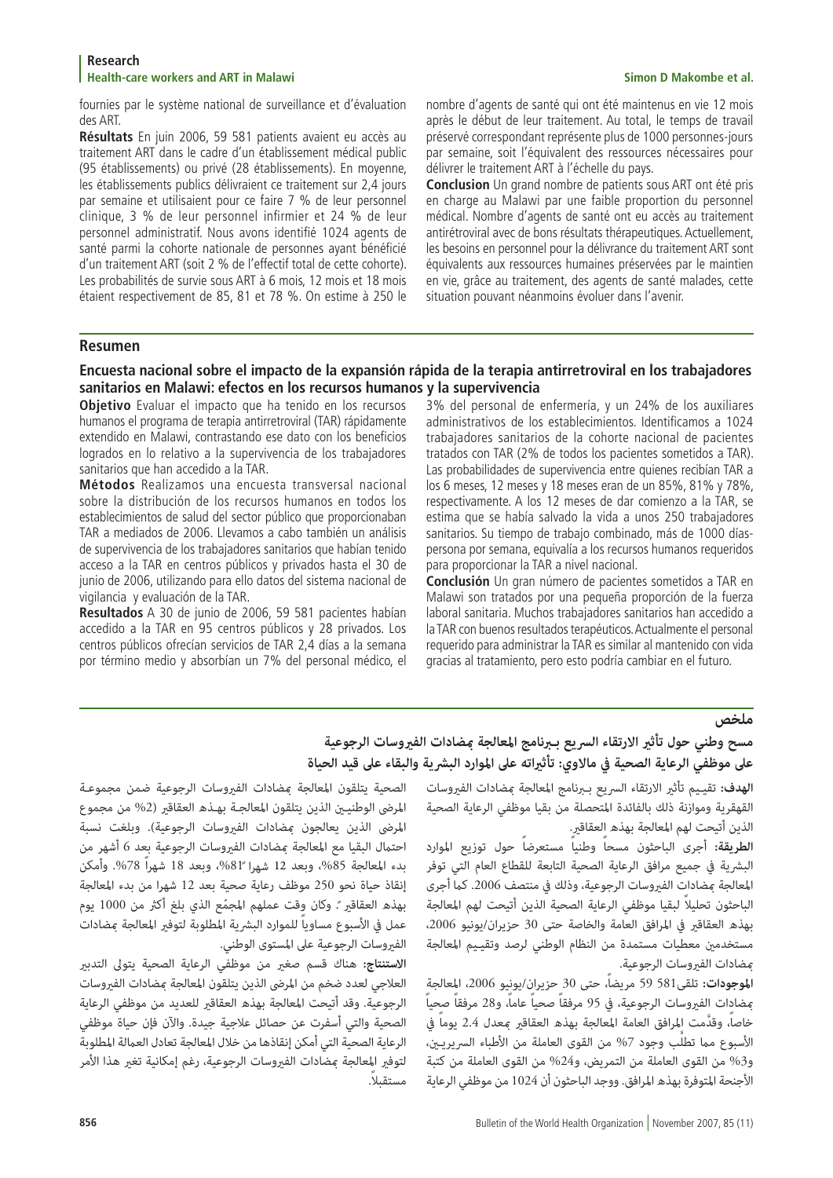fournies par le système national de surveillance et d'évaluation des ART.

**Résultats** En juin 2006, 59 581 patients avaient eu accès au traitement ART dans le cadre d'un établissement médical public (95 établissements) ou privé (28 établissements). En moyenne, les établissements publics délivraient ce traitement sur 2,4 jours par semaine et utilisaient pour ce faire 7 % de leur personnel clinique, 3 % de leur personnel infirmier et 24 % de leur personnel administratif. Nous avons identifié 1024 agents de santé parmi la cohorte nationale de personnes ayant bénéficié d'un traitement ART (soit 2 % de l'effectif total de cette cohorte). Les probabilités de survie sous ART à 6 mois, 12 mois et 18 mois étaient respectivement de 85, 81 et 78 %. On estime à 250 le nombre d'agents de santé qui ont été maintenus en vie 12 mois après le début de leur traitement. Au total, le temps de travail préservé correspondant représente plus de 1000 personnes-jours par semaine, soit l'équivalent des ressources nécessaires pour délivrer le traitement ART à l'échelle du pays.

**Conclusion** Un grand nombre de patients sous ART ont été pris en charge au Malawi par une faible proportion du personnel médical. Nombre d'agents de santé ont eu accès au traitement antirétroviral avec de bons résultats thérapeutiques. Actuellement, les besoins en personnel pour la délivrance du traitement ART sont équivalents aux ressources humaines préservées par le maintien en vie, grâce au traitement, des agents de santé malades, cette situation pouvant néanmoins évoluer dans l'avenir.

## Resumen

### Encuesta nacional sobre el impacto de la expansión rápida de la terapia antirretroviral en los trabajadores sanitarios en Malawi: efectos en los recursos humanos y la supervivencia

**Objetivo** Evaluar el impacto que ha tenido en los recursos humanos el programa de terapia antirretroviral (TAR) rápidamente extendido en Malawi, contrastando ese dato con los beneficios logrados en lo relativo a la supervivencia de los trabajadores sanitarios que han accedido a la TAR.

**Métodos** Realizamos una encuesta transversal nacional sobre la distribución de los recursos humanos en todos los establecimientos de salud del sector público que proporcionaban TAR a mediados de 2006. Llevamos a cabo también un análisis de supervivencia de los trabajadores sanitarios que habían tenido acceso a la TAR en centros públicos y privados hasta el 30 de junio de 2006, utilizando para ello datos del sistema nacional de vigilancia y evaluación de la TAR.

**Resultados** A 30 de junio de 2006, 59 581 pacientes habían accedido a la TAR en 95 centros públicos y 28 privados. Los centros públicos ofrecían servicios de TAR 2,4 días a la semana por término medio y absorbían un 7% del personal médico, el 3% del personal de enfermería, y un 24% de los auxiliares administrativos de los establecimientos. Identificamos a 1024 trabajadores sanitarios de la cohorte nacional de pacientes tratados con TAR (2% de todos los pacientes sometidos a TAR). Las probabilidades de supervivencia entre quienes recibían TAR a los 6 meses, 12 meses y 18 meses eran de un 85%, 81% y 78%, respectivamente. A los 12 meses de dar comienzo a la TAR, se estima que se había salvado la vida a unos 250 trabajadores sanitarios. Su tiempo de trabajo combinado, más de 1000 días-persona por semana, equivalía a los recursos humanos requeridos para proporcionar la TAR a nivel nacional.

**Conclusión** Un gran número de pacientes sometidos a TAR en Malawi son tratados por una pequeña proporción de la fuerza laboral sanitaria. Muchos trabajadores sanitarios han accedido a la TAR con buenos resultados terapéuticos. Actualmente el personal requerido para administrar la TAR es similar al mantenido con vida gracias al tratamiento, pero esto podría cambiar en el futuro.

## ملخص

### مسح وطني حول تأثير الارتقاء السريع ببرنامج المعالجة بمضادات الفيروسات الرجوعية على موظفي الرعاية الصحية في مالاوي: تأثيراته على الموارد البشرية والبقاء على قيد الحياة

**الهدف:** تقييم تأثير الارتقاء السريع ببرنامج المعالجة بمضادات الفيروسات القهقرية وموازنة ذلك بالفائدة المتصلة من بقيا موظفي الرعاية الصحية الذين أتيحت لهم المعالجة بهذه العقاقير.

**الطريقة:** أجرى الباحثون مسحاً وطنياً مستعرضاً حول توزيع الموارد البشرية في جميع مرافق الرعاية الصحية التابعة للقطاع العام التي توفر المعالجة بمضادات الفيروسات الرجوعية، وذلك في منتصف 2006. كما أجرى الباحثون تحليلاً لبقيا موظفي الرعاية الصحية الذين أتيحت لهم المعالجة بهذه العقاقير في المرافق العامة والخاصة حتى 30 حزيران/يونيو 2006، مستخدمين معطيات مستمدة من النظام الوطني لرصد وتقييم المعالجة بمضادات الفيروسات الرجوعية.

**الموجودات:** تلقى 581 59 مريضاً، حتى 30 حزيران/يونيو 2006، المعالجة بمضادات الفيروسات الرجوعية، في 95 مرفقاً صحياً عاماً، و28 مرفقاً صحياً خاصاً، وقدّمت المرافق العامة المعالجة بهذه العقاقير بمعدل 2.4 يوماً في الأسبوع مما تطلّب وجود 7% من القوى العاملة من الأطباء السريريين، و3% من القوى العاملة من التمريض، و24% من القوى العاملة من كتبة الأجنحة المتوفرة بهذه المرافق. ووجد الباحثون أن 1024 من موظفي الرعاية الصحية يتلقون المعالجة بمضادات الفيروسات الرجوعية ضمن مجموعة المرضى الوطنيين الذين يتلقون المعالجة بهذه العقاقير (2% من مجموع المرضى الذين يعالجون بمضادات الفيروسات الرجوعية). وبلغت نسبة احتمال البقيا مع المعالجة بمضادات الفيروسات الرجوعية بعد 6 أشهر من بدء المعالجة 85%، وبعد 12 شهراً 81%، وبعد 18 شهراً 78%. وأمكن إنقاذ حياة نحو 250 موظف رعاية صحية بعد 12 شهراً من بدء المعالجة بهذه العقاقير. وكان وقت عملهم المجمّع الذي بلغ أكثر من 1000 يوم عمل في الأسبوع مساوياً للموارد البشرية المطلوبة لتوفير المعالجة بمضادات الفيروسات الرجوعية على المستوى الوطني.

**الاستنتاج:** هناك قسم صغير من موظفي الرعاية الصحية يتولى التدبير العلاجي لعدد ضخم من المرضى الذين يتلقون المعالجة بمضادات الفيروسات الرجوعية. وقد أتيحت المعالجة بهذه العقاقير للعديد من موظفي الرعاية الصحية والتي أسفرت عن حصائل علاجية جيدة. والآن فإن حياة موظفي الرعاية الصحية التي أمكن إنقاذها من خلال المعالجة تعادل العمالة المطلوبة لتوفير المعالجة بمضادات الفيروسات الرجوعية، رغم إمكانية تغير هذا الأمر مستقبلاً.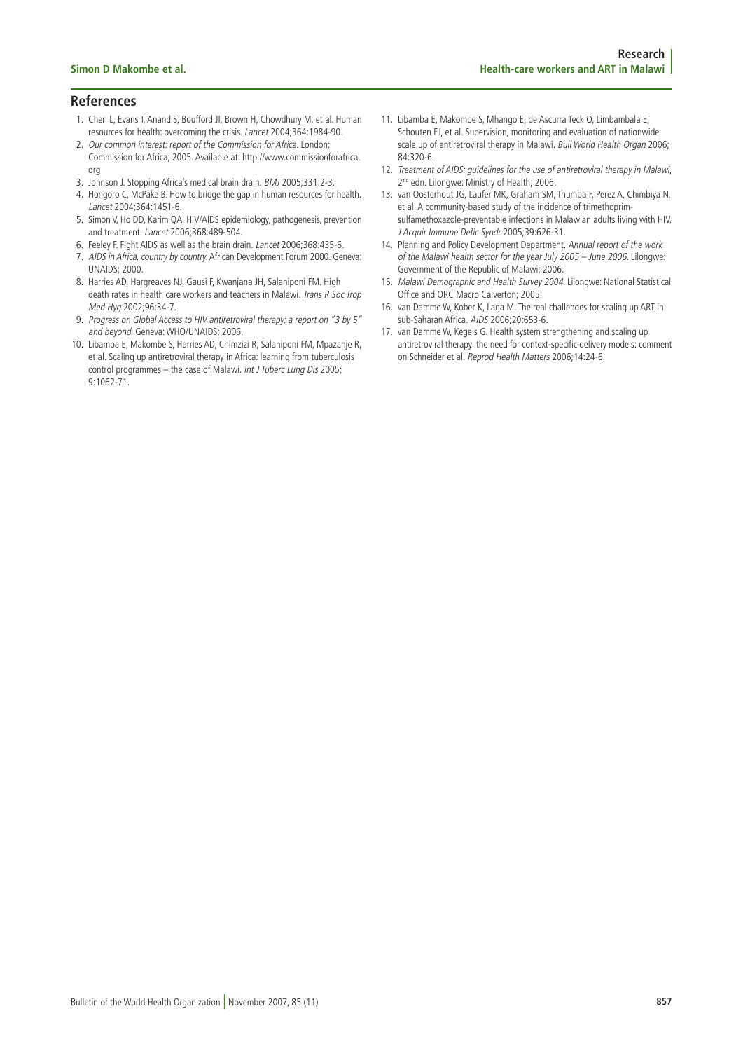## References

1. Chen L, Evans T, Anand S, Boufford JI, Brown H, Chowdhury M, et al. Human resources for health: overcoming the crisis. *Lancet* 2004;364:1984-90.
2. *Our common interest: report of the Commission for Africa*. London: Commission for Africa; 2005. Available at: http://www.commissionforafrica.org
3. Johnson J. Stopping Africa's medical brain drain. *BMJ* 2005;331:2-3.
4. Hongoro C, McPake B. How to bridge the gap in human resources for health. *Lancet* 2004;364:1451-6.
5. Simon V, Ho DD, Karim QA. HIV/AIDS epidemiology, pathogenesis, prevention and treatment. *Lancet* 2006;368:489-504.
6. Feeley F. Fight AIDS as well as the brain drain. *Lancet* 2006;368:435-6.
7. *AIDS in Africa, country by country*. African Development Forum 2000. Geneva: UNAIDS; 2000.
8. Harries AD, Hargreaves NJ, Gausi F, Kwanjana JH, Salaniponi FM. High death rates in health care workers and teachers in Malawi. *Trans R Soc Trop Med Hyg* 2002;96:34-7.
9. *Progress on Global Access to HIV antiretroviral therapy: a report on "3 by 5" and beyond*. Geneva: WHO/UNAIDS; 2006.
10. Libamba E, Makombe S, Harries AD, Chimzizi R, Salaniponi FM, Mpazanje R, et al. Scaling up antiretroviral therapy in Africa: learning from tuberculosis control programmes – the case of Malawi. *Int J Tuberc Lung Dis* 2005; 9:1062-71.
11. Libamba E, Makombe S, Mhango E, de Ascurra Teck O, Limbambala E, Schouten EJ, et al. Supervision, monitoring and evaluation of nationwide scale up of antiretroviral therapy in Malawi. *Bull World Health Organ* 2006; 84:320-6.
12. *Treatment of AIDS: guidelines for the use of antiretroviral therapy in Malawi*, 2nd edn. Lilongwe: Ministry of Health; 2006.
13. van Oosterhout JG, Laufer MK, Graham SM, Thumba F, Perez A, Chimbiya N, et al. A community-based study of the incidence of trimethoprim-sulfamethoxazole-preventable infections in Malawian adults living with HIV. *J Acquir Immune Defic Syndr* 2005;39:626-31.
14. Planning and Policy Development Department. *Annual report of the work of the Malawi health sector for the year July 2005 – June 2006*. Lilongwe: Government of the Republic of Malawi; 2006.
15. *Malawi Demographic and Health Survey 2004*. Lilongwe: National Statistical Office and ORC Macro Calverton; 2005.
16. van Damme W, Kober K, Laga M. The real challenges for scaling up ART in sub-Saharan Africa. *AIDS* 2006;20:653-6.
17. van Damme W, Kegels G. Health system strengthening and scaling up antiretroviral therapy: the need for context-specific delivery models: comment on Schneider et al. *Reprod Health Matters* 2006;14:24-6.